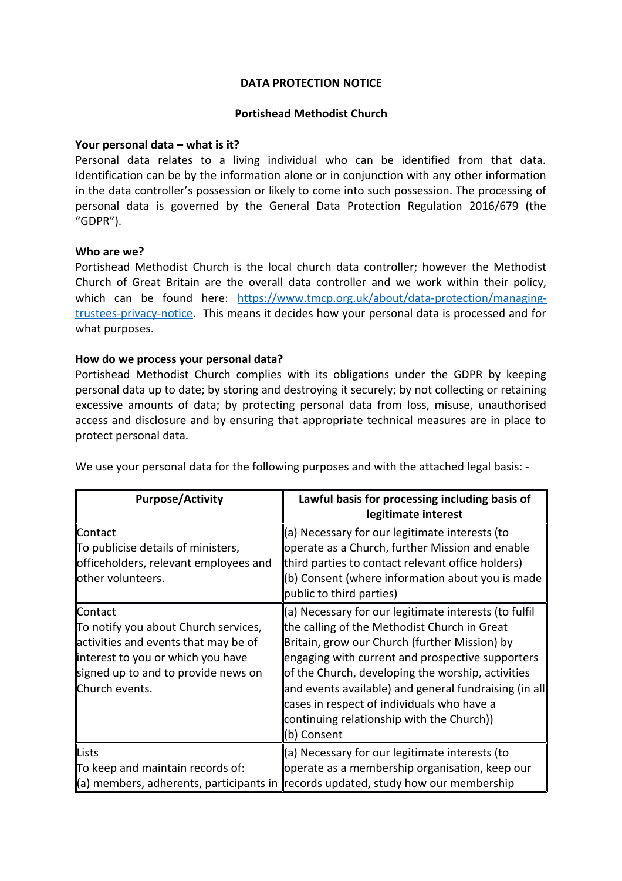# DATA PROTECTION NOTICE

## Portishead Methodist Church

### Your personal data – what is it?

Personal data relates to a living individual who can be identified from that data. Identification can be by the information alone or in conjunction with any other information in the data controller's possession or likely to come into such possession. The processing of personal data is governed by the General Data Protection Regulation 2016/679 (the "GDPR").

### Who are we?

Portishead Methodist Church is the local church data controller; however the Methodist Church of Great Britain are the overall data controller and we work within their policy, which can be found here: [https://www.tmcp.org.uk/about/data-protection/managing-trustees-privacy-notice](https://www.tmcp.org.uk/about/data-protection/managing-trustees-privacy-notice). This means it decides how your personal data is processed and for what purposes.

### How do we process your personal data?

Portishead Methodist Church complies with its obligations under the GDPR by keeping personal data up to date; by storing and destroying it securely; by not collecting or retaining excessive amounts of data; by protecting personal data from loss, misuse, unauthorised access and disclosure and by ensuring that appropriate technical measures are in place to protect personal data.

We use your personal data for the following purposes and with the attached legal basis: -

| Purpose/Activity | Lawful basis for processing including basis of legitimate interest |
|---|---|
| Contact<br>To publicise details of ministers, officeholders, relevant employees and other volunteers. | (a) Necessary for our legitimate interests (to operate as a Church, further Mission and enable third parties to contact relevant office holders)<br>(b) Consent (where information about you is made public to third parties) |
| Contact<br>To notify you about Church services, activities and events that may be of interest to you or which you have signed up to and to provide news on Church events. | (a) Necessary for our legitimate interests (to fulfil the calling of the Methodist Church in Great Britain, grow our Church (further Mission) by engaging with current and prospective supporters of the Church, developing the worship, activities and events available) and general fundraising (in all cases in respect of individuals who have a continuing relationship with the Church))<br>(b) Consent |
| Lists<br>To keep and maintain records of:<br>(a) members, adherents, participants in | (a) Necessary for our legitimate interests (to operate as a membership organisation, keep our records updated, study how our membership |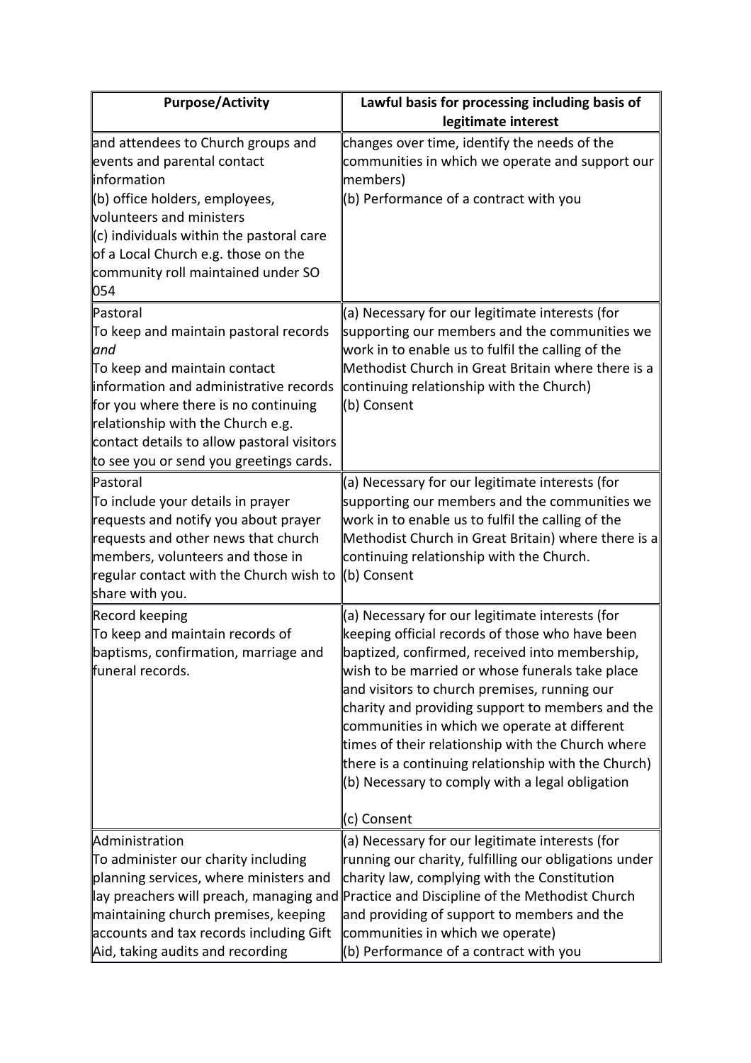| Purpose/Activity | Lawful basis for processing including basis of legitimate interest |
|---|---|
| and attendees to Church groups and events and parental contact information<br>(b) office holders, employees, volunteers and ministers<br>(c) individuals within the pastoral care of a Local Church e.g. those on the community roll maintained under SO 054 | changes over time, identify the needs of the communities in which we operate and support our members)<br>(b) Performance of a contract with you |
| Pastoral<br>To keep and maintain pastoral records *and*<br>To keep and maintain contact information and administrative records for you where there is no continuing relationship with the Church e.g. contact details to allow pastoral visitors to see you or send you greetings cards. | (a) Necessary for our legitimate interests (for supporting our members and the communities we work in to enable us to fulfil the calling of the Methodist Church in Great Britain where there is a continuing relationship with the Church)<br>(b) Consent |
| Pastoral<br>To include your details in prayer requests and notify you about prayer requests and other news that church members, volunteers and those in regular contact with the Church wish to share with you. | (a) Necessary for our legitimate interests (for supporting our members and the communities we work in to enable us to fulfil the calling of the Methodist Church in Great Britain) where there is a continuing relationship with the Church.<br>(b) Consent |
| Record keeping<br>To keep and maintain records of baptisms, confirmation, marriage and funeral records. | (a) Necessary for our legitimate interests (for keeping official records of those who have been baptized, confirmed, received into membership, wish to be married or whose funerals take place and visitors to church premises, running our charity and providing support to members and the communities in which we operate at different times of their relationship with the Church where there is a continuing relationship with the Church)<br>(b) Necessary to comply with a legal obligation<br>(c) Consent |
| Administration<br>To administer our charity including planning services, where ministers and lay preachers will preach, managing and maintaining church premises, keeping accounts and tax records including Gift Aid, taking audits and recording | (a) Necessary for our legitimate interests (for running our charity, fulfilling our obligations under charity law, complying with the Constitution Practice and Discipline of the Methodist Church and providing of support to members and the communities in which we operate)<br>(b) Performance of a contract with you |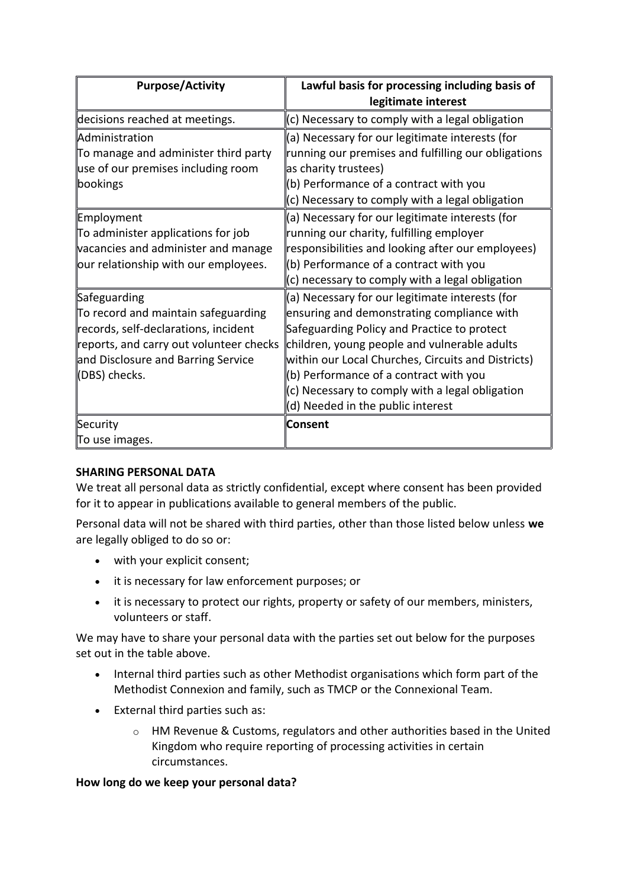| Purpose/Activity | Lawful basis for processing including basis of legitimate interest |
| --- | --- |
| decisions reached at meetings. | (c) Necessary to comply with a legal obligation |
| Administration<br>To manage and administer third party use of our premises including room bookings | (a) Necessary for our legitimate interests (for running our premises and fulfilling our obligations as charity trustees)<br>(b) Performance of a contract with you<br>(c) Necessary to comply with a legal obligation |
| Employment<br>To administer applications for job vacancies and administer and manage our relationship with our employees. | (a) Necessary for our legitimate interests (for running our charity, fulfilling employer responsibilities and looking after our employees)<br>(b) Performance of a contract with you<br>(c) necessary to comply with a legal obligation |
| Safeguarding<br>To record and maintain safeguarding records, self-declarations, incident reports, and carry out volunteer checks and Disclosure and Barring Service (DBS) checks. | (a) Necessary for our legitimate interests (for ensuring and demonstrating compliance with Safeguarding Policy and Practice to protect children, young people and vulnerable adults within our Local Churches, Circuits and Districts)<br>(b) Performance of a contract with you<br>(c) Necessary to comply with a legal obligation<br>(d) Needed in the public interest |
| Security<br>To use images. | **Consent** |

**SHARING PERSONAL DATA**

We treat all personal data as strictly confidential, except where consent has been provided for it to appear in publications available to general members of the public.

Personal data will not be shared with third parties, other than those listed below unless **we** are legally obliged to do so or:

- with your explicit consent;
- it is necessary for law enforcement purposes; or
- it is necessary to protect our rights, property or safety of our members, ministers, volunteers or staff.

We may have to share your personal data with the parties set out below for the purposes set out in the table above.

- Internal third parties such as other Methodist organisations which form part of the Methodist Connexion and family, such as TMCP or the Connexional Team.
- External third parties such as:
  - HM Revenue & Customs, regulators and other authorities based in the United Kingdom who require reporting of processing activities in certain circumstances.

**How long do we keep your personal data?**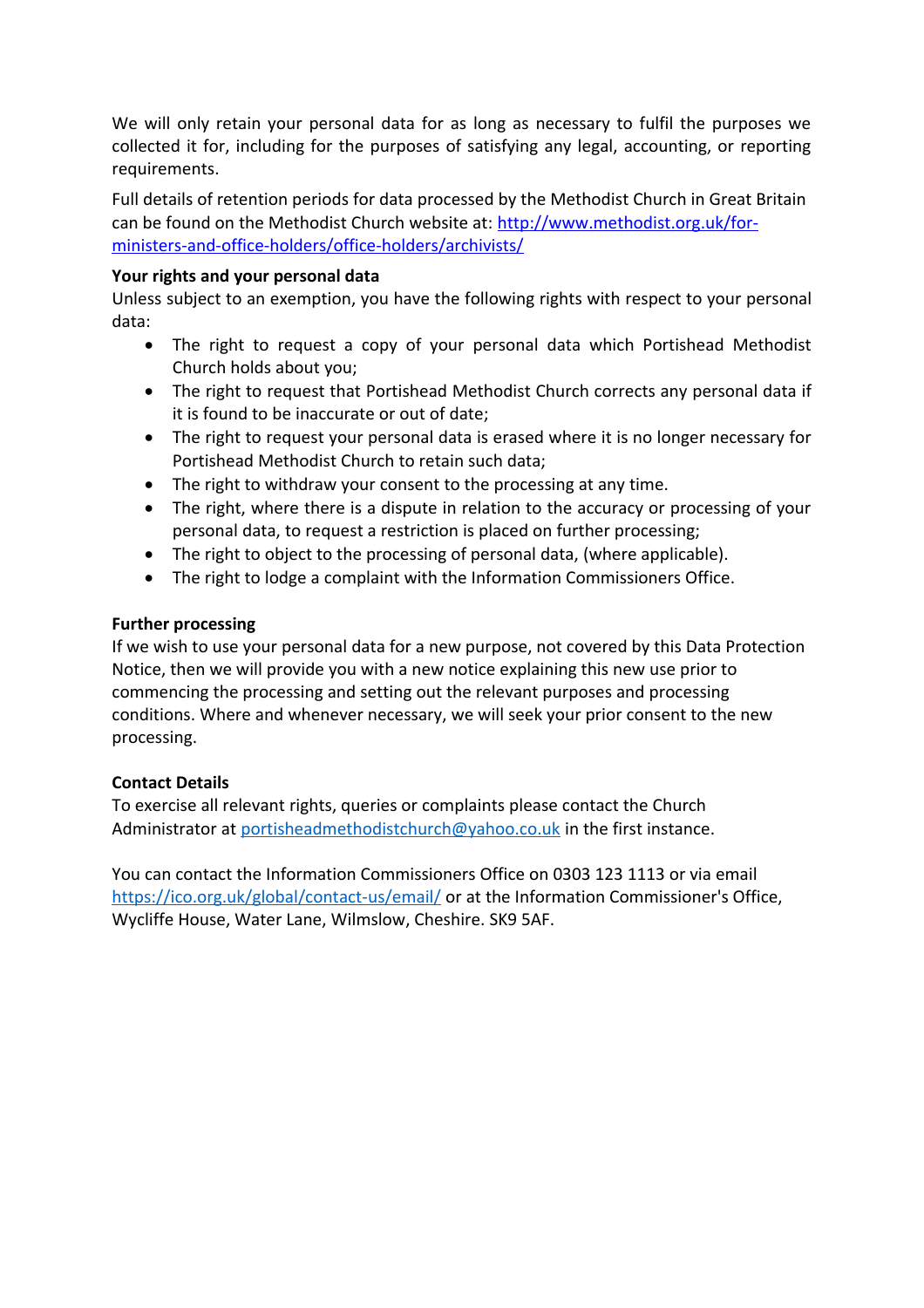We will only retain your personal data for as long as necessary to fulfil the purposes we collected it for, including for the purposes of satisfying any legal, accounting, or reporting requirements.

Full details of retention periods for data processed by the Methodist Church in Great Britain can be found on the Methodist Church website at: http://www.methodist.org.uk/for-ministers-and-office-holders/office-holders/archivists/

**Your rights and your personal data**

Unless subject to an exemption, you have the following rights with respect to your personal data:

- The right to request a copy of your personal data which Portishead Methodist Church holds about you;
- The right to request that Portishead Methodist Church corrects any personal data if it is found to be inaccurate or out of date;
- The right to request your personal data is erased where it is no longer necessary for Portishead Methodist Church to retain such data;
- The right to withdraw your consent to the processing at any time.
- The right, where there is a dispute in relation to the accuracy or processing of your personal data, to request a restriction is placed on further processing;
- The right to object to the processing of personal data, (where applicable).
- The right to lodge a complaint with the Information Commissioners Office.

**Further processing**

If we wish to use your personal data for a new purpose, not covered by this Data Protection Notice, then we will provide you with a new notice explaining this new use prior to commencing the processing and setting out the relevant purposes and processing conditions. Where and whenever necessary, we will seek your prior consent to the new processing.

**Contact Details**

To exercise all relevant rights, queries or complaints please contact the Church Administrator at portisheadmethodistchurch@yahoo.co.uk in the first instance.

You can contact the Information Commissioners Office on 0303 123 1113 or via email https://ico.org.uk/global/contact-us/email/ or at the Information Commissioner's Office, Wycliffe House, Water Lane, Wilmslow, Cheshire. SK9 5AF.